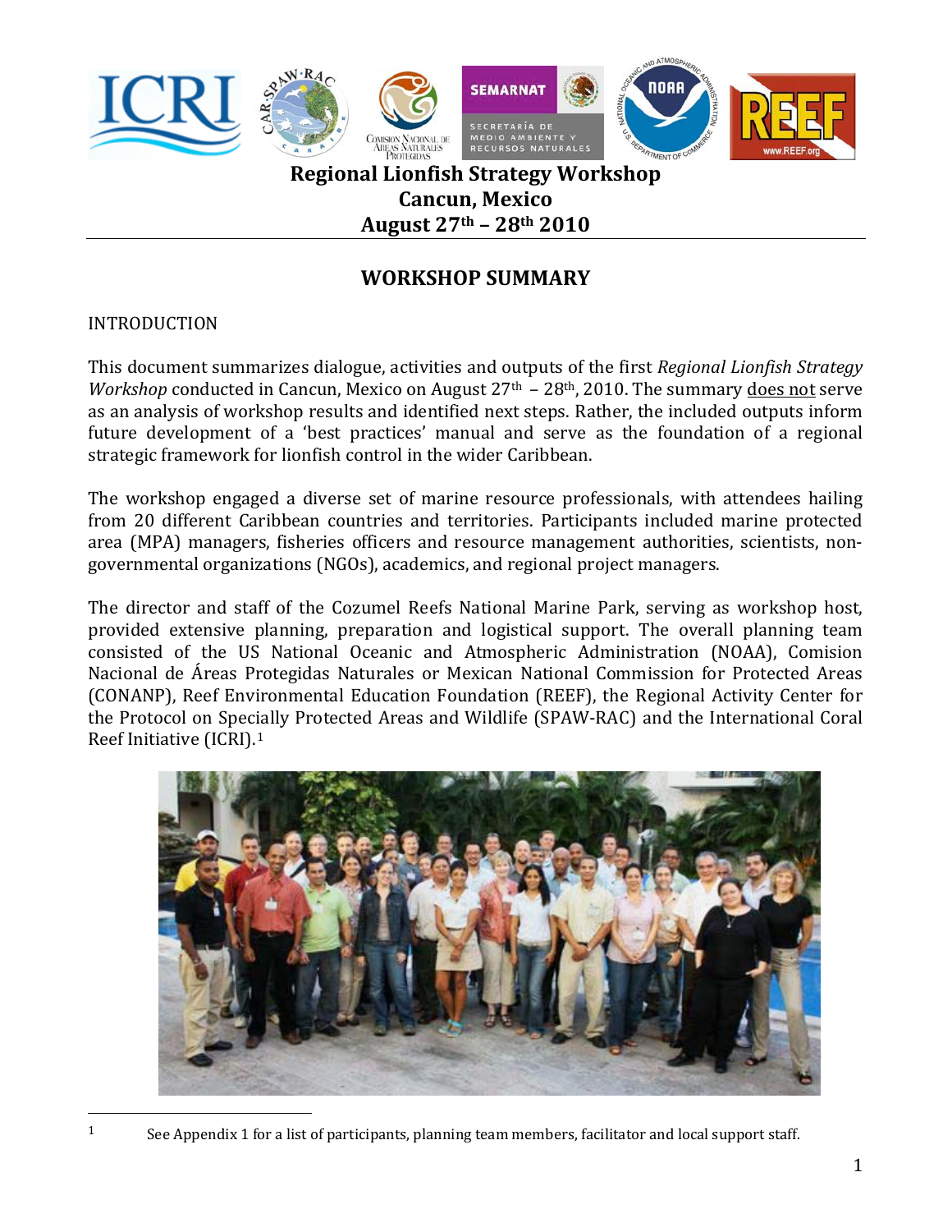# Regional Lionfish Strategy Workshop
## Cancun, Mexico
## August 27th – 28th 2010

## WORKSHOP SUMMARY

INTRODUCTION

This document summarizes dialogue, activities and outputs of the first *Regional Lionfish Strategy Workshop* conducted in Cancun, Mexico on August 27th – 28th, 2010. The summary does not serve as an analysis of workshop results and identified next steps. Rather, the included outputs inform future development of a 'best practices' manual and serve as the foundation of a regional strategic framework for lionfish control in the wider Caribbean.

The workshop engaged a diverse set of marine resource professionals, with attendees hailing from 20 different Caribbean countries and territories. Participants included marine protected area (MPA) managers, fisheries officers and resource management authorities, scientists, non-governmental organizations (NGOs), academics, and regional project managers.

The director and staff of the Cozumel Reefs National Marine Park, serving as workshop host, provided extensive planning, preparation and logistical support. The overall planning team consisted of the US National Oceanic and Atmospheric Administration (NOAA), Comision Nacional de Áreas Protegidas Naturales or Mexican National Commission for Protected Areas (CONANP), Reef Environmental Education Foundation (REEF), the Regional Activity Center for the Protocol on Specially Protected Areas and Wildlife (SPAW-RAC) and the International Coral Reef Initiative (ICRI).[1]

[1] See Appendix 1 for a list of participants, planning team members, facilitator and local support staff.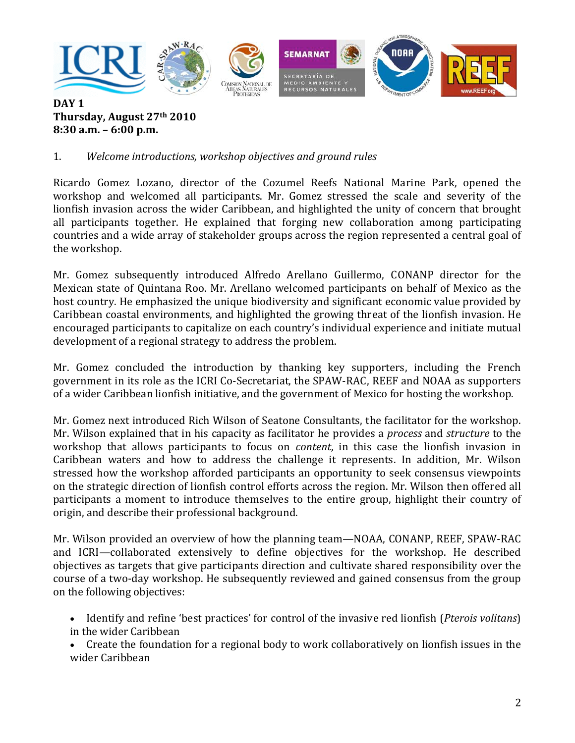**DAY 1**
**Thursday, August 27th 2010**
**8:30 a.m. – 6:00 p.m.**

1. *Welcome introductions, workshop objectives and ground rules*

Ricardo Gomez Lozano, director of the Cozumel Reefs National Marine Park, opened the workshop and welcomed all participants. Mr. Gomez stressed the scale and severity of the lionfish invasion across the wider Caribbean, and highlighted the unity of concern that brought all participants together. He explained that forging new collaboration among participating countries and a wide array of stakeholder groups across the region represented a central goal of the workshop.

Mr. Gomez subsequently introduced Alfredo Arellano Guillermo, CONANP director for the Mexican state of Quintana Roo. Mr. Arellano welcomed participants on behalf of Mexico as the host country. He emphasized the unique biodiversity and significant economic value provided by Caribbean coastal environments, and highlighted the growing threat of the lionfish invasion. He encouraged participants to capitalize on each country's individual experience and initiate mutual development of a regional strategy to address the problem.

Mr. Gomez concluded the introduction by thanking key supporters, including the French government in its role as the ICRI Co-Secretariat, the SPAW-RAC, REEF and NOAA as supporters of a wider Caribbean lionfish initiative, and the government of Mexico for hosting the workshop.

Mr. Gomez next introduced Rich Wilson of Seatone Consultants, the facilitator for the workshop. Mr. Wilson explained that in his capacity as facilitator he provides a *process* and *structure* to the workshop that allows participants to focus on *content*, in this case the lionfish invasion in Caribbean waters and how to address the challenge it represents. In addition, Mr. Wilson stressed how the workshop afforded participants an opportunity to seek consensus viewpoints on the strategic direction of lionfish control efforts across the region. Mr. Wilson then offered all participants a moment to introduce themselves to the entire group, highlight their country of origin, and describe their professional background.

Mr. Wilson provided an overview of how the planning team—NOAA, CONANP, REEF, SPAW-RAC and ICRI—collaborated extensively to define objectives for the workshop. He described objectives as targets that give participants direction and cultivate shared responsibility over the course of a two-day workshop. He subsequently reviewed and gained consensus from the group on the following objectives:

- Identify and refine 'best practices' for control of the invasive red lionfish (*Pterois volitans*) in the wider Caribbean
- Create the foundation for a regional body to work collaboratively on lionfish issues in the wider Caribbean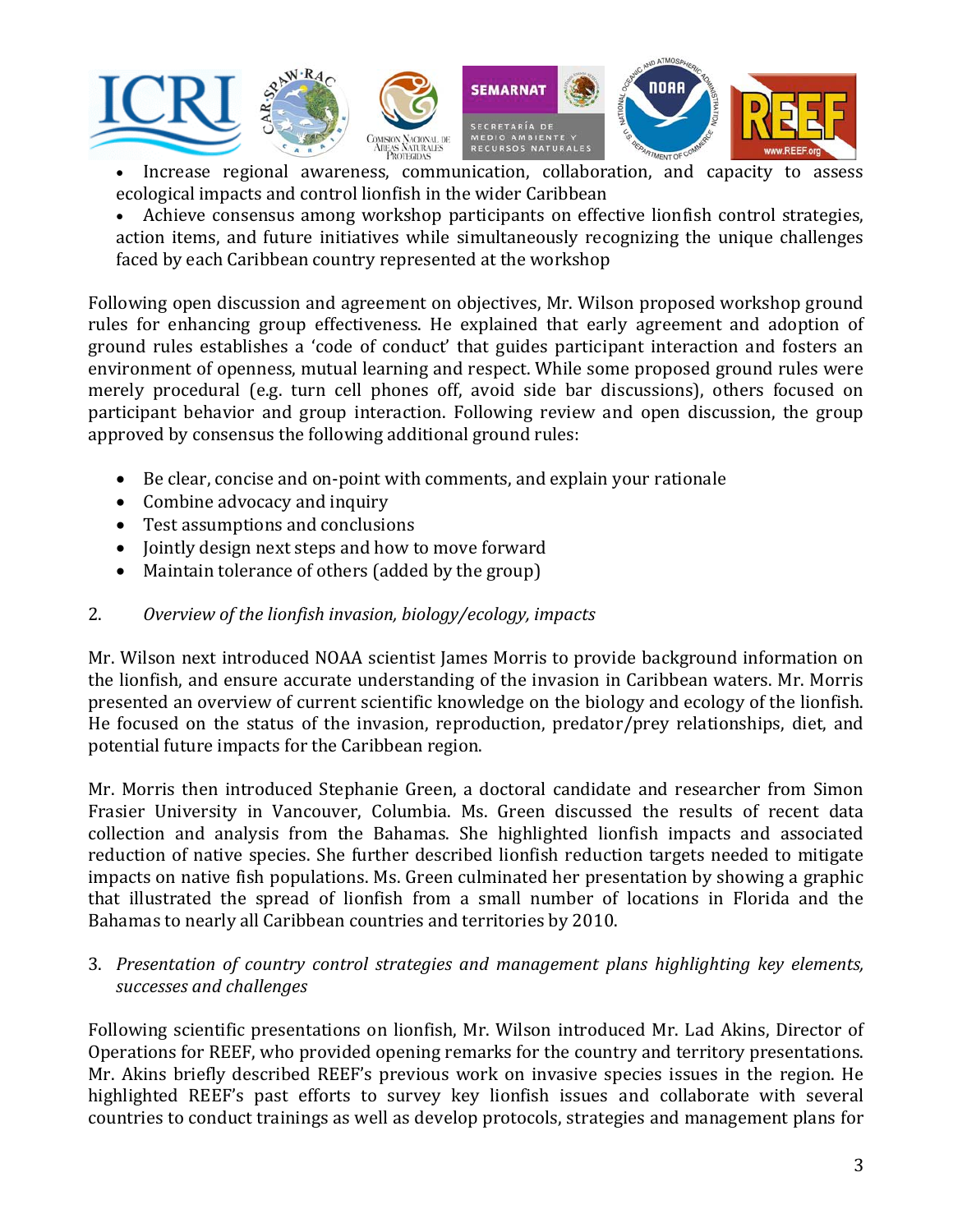- Increase regional awareness, communication, collaboration, and capacity to assess ecological impacts and control lionfish in the wider Caribbean
- Achieve consensus among workshop participants on effective lionfish control strategies, action items, and future initiatives while simultaneously recognizing the unique challenges faced by each Caribbean country represented at the workshop

Following open discussion and agreement on objectives, Mr. Wilson proposed workshop ground rules for enhancing group effectiveness. He explained that early agreement and adoption of ground rules establishes a 'code of conduct' that guides participant interaction and fosters an environment of openness, mutual learning and respect. While some proposed ground rules were merely procedural (e.g. turn cell phones off, avoid side bar discussions), others focused on participant behavior and group interaction. Following review and open discussion, the group approved by consensus the following additional ground rules:

- Be clear, concise and on-point with comments, and explain your rationale
- Combine advocacy and inquiry
- Test assumptions and conclusions
- Jointly design next steps and how to move forward
- Maintain tolerance of others (added by the group)

2. *Overview of the lionfish invasion, biology/ecology, impacts*

Mr. Wilson next introduced NOAA scientist James Morris to provide background information on the lionfish, and ensure accurate understanding of the invasion in Caribbean waters. Mr. Morris presented an overview of current scientific knowledge on the biology and ecology of the lionfish. He focused on the status of the invasion, reproduction, predator/prey relationships, diet, and potential future impacts for the Caribbean region.

Mr. Morris then introduced Stephanie Green, a doctoral candidate and researcher from Simon Frasier University in Vancouver, Columbia. Ms. Green discussed the results of recent data collection and analysis from the Bahamas. She highlighted lionfish impacts and associated reduction of native species. She further described lionfish reduction targets needed to mitigate impacts on native fish populations. Ms. Green culminated her presentation by showing a graphic that illustrated the spread of lionfish from a small number of locations in Florida and the Bahamas to nearly all Caribbean countries and territories by 2010.

3. *Presentation of country control strategies and management plans highlighting key elements, successes and challenges*

Following scientific presentations on lionfish, Mr. Wilson introduced Mr. Lad Akins, Director of Operations for REEF, who provided opening remarks for the country and territory presentations. Mr. Akins briefly described REEF's previous work on invasive species issues in the region. He highlighted REEF's past efforts to survey key lionfish issues and collaborate with several countries to conduct trainings as well as develop protocols, strategies and management plans for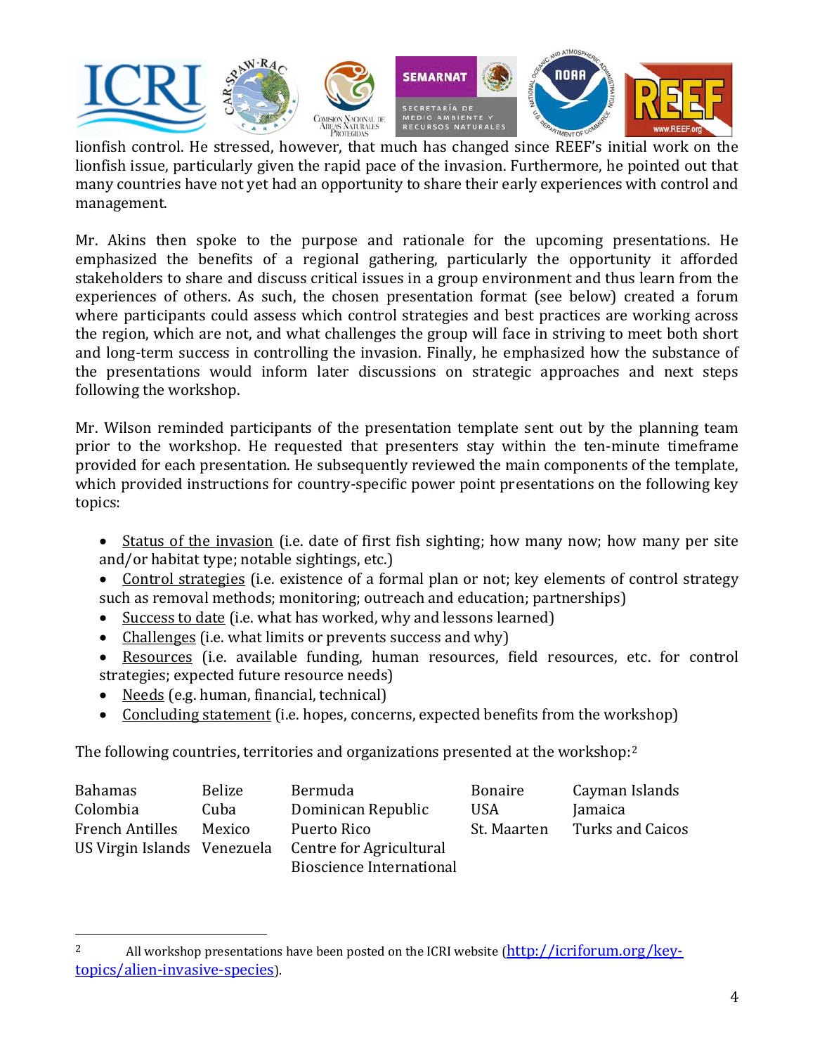lionfish control. He stressed, however, that much has changed since REEF's initial work on the lionfish issue, particularly given the rapid pace of the invasion. Furthermore, he pointed out that many countries have not yet had an opportunity to share their early experiences with control and management.

Mr. Akins then spoke to the purpose and rationale for the upcoming presentations. He emphasized the benefits of a regional gathering, particularly the opportunity it afforded stakeholders to share and discuss critical issues in a group environment and thus learn from the experiences of others. As such, the chosen presentation format (see below) created a forum where participants could assess which control strategies and best practices are working across the region, which are not, and what challenges the group will face in striving to meet both short and long-term success in controlling the invasion. Finally, he emphasized how the substance of the presentations would inform later discussions on strategic approaches and next steps following the workshop.

Mr. Wilson reminded participants of the presentation template sent out by the planning team prior to the workshop. He requested that presenters stay within the ten-minute timeframe provided for each presentation. He subsequently reviewed the main components of the template, which provided instructions for country-specific power point presentations on the following key topics:

- <u>Status of the invasion</u> (i.e. date of first fish sighting; how many now; how many per site and/or habitat type; notable sightings, etc.)
- <u>Control strategies</u> (i.e. existence of a formal plan or not; key elements of control strategy such as removal methods; monitoring; outreach and education; partnerships)
- <u>Success to date</u> (i.e. what has worked, why and lessons learned)
- <u>Challenges</u> (i.e. what limits or prevents success and why)
- <u>Resources</u> (i.e. available funding, human resources, field resources, etc. for control strategies; expected future resource needs)
- <u>Needs</u> (e.g. human, financial, technical)
- <u>Concluding statement</u> (i.e. hopes, concerns, expected benefits from the workshop)

The following countries, territories and organizations presented at the workshop:[2]

| | | | | |
|---|---|---|---|---|
| Bahamas | Belize | Bermuda | Bonaire | Cayman Islands |
| Colombia | Cuba | Dominican Republic | USA | Jamaica |
| French Antilles | Mexico | Puerto Rico | St. Maarten | Turks and Caicos |
| US Virgin Islands | Venezuela | Centre for Agricultural Bioscience International | | |

[2] All workshop presentations have been posted on the ICRI website (http://icriforum.org/key-topics/alien-invasive-species).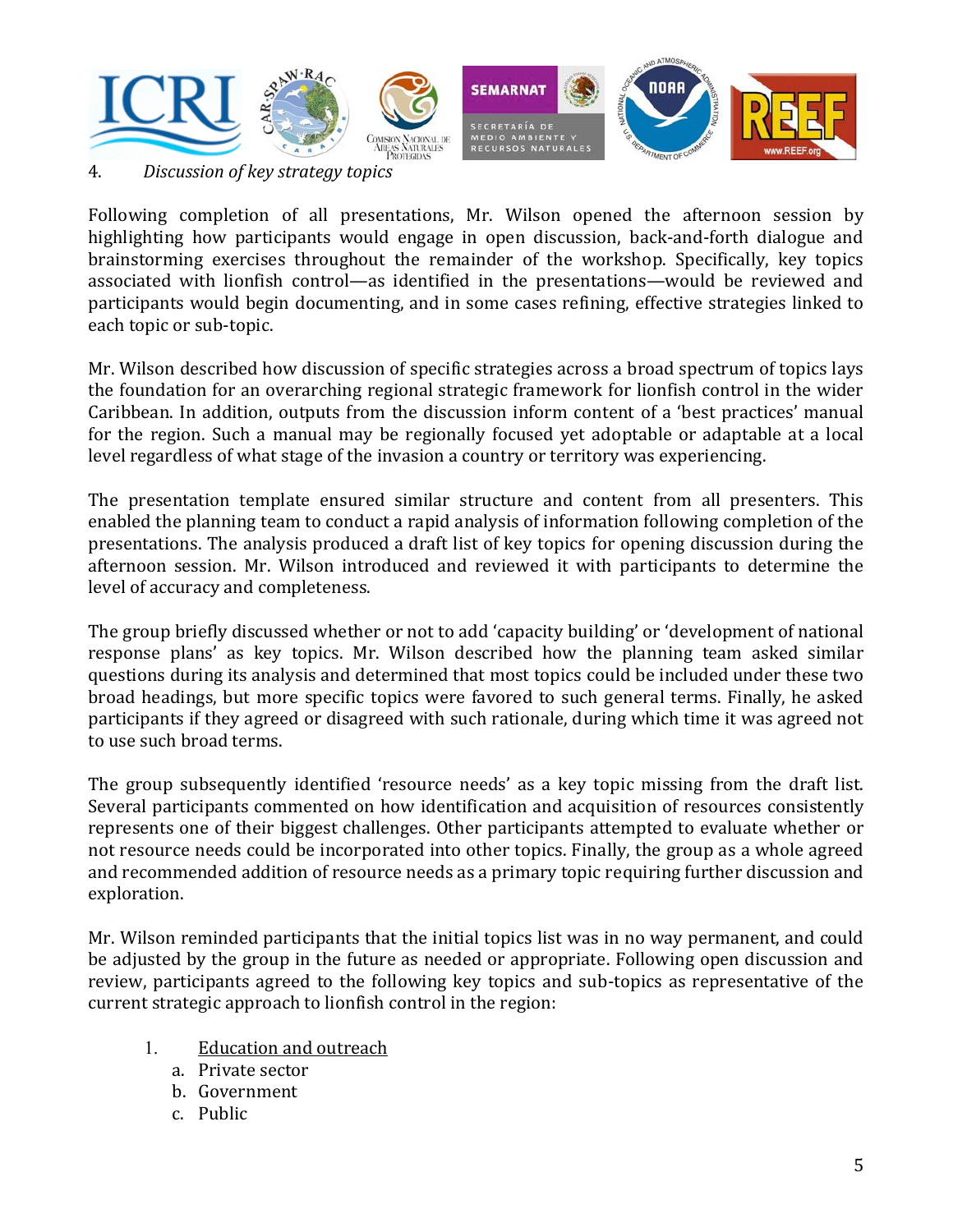4. *Discussion of key strategy topics*

Following completion of all presentations, Mr. Wilson opened the afternoon session by highlighting how participants would engage in open discussion, back-and-forth dialogue and brainstorming exercises throughout the remainder of the workshop. Specifically, key topics associated with lionfish control—as identified in the presentations—would be reviewed and participants would begin documenting, and in some cases refining, effective strategies linked to each topic or sub-topic.

Mr. Wilson described how discussion of specific strategies across a broad spectrum of topics lays the foundation for an overarching regional strategic framework for lionfish control in the wider Caribbean. In addition, outputs from the discussion inform content of a 'best practices' manual for the region. Such a manual may be regionally focused yet adoptable or adaptable at a local level regardless of what stage of the invasion a country or territory was experiencing.

The presentation template ensured similar structure and content from all presenters. This enabled the planning team to conduct a rapid analysis of information following completion of the presentations. The analysis produced a draft list of key topics for opening discussion during the afternoon session. Mr. Wilson introduced and reviewed it with participants to determine the level of accuracy and completeness.

The group briefly discussed whether or not to add 'capacity building' or 'development of national response plans' as key topics. Mr. Wilson described how the planning team asked similar questions during its analysis and determined that most topics could be included under these two broad headings, but more specific topics were favored to such general terms. Finally, he asked participants if they agreed or disagreed with such rationale, during which time it was agreed not to use such broad terms.

The group subsequently identified 'resource needs' as a key topic missing from the draft list. Several participants commented on how identification and acquisition of resources consistently represents one of their biggest challenges. Other participants attempted to evaluate whether or not resource needs could be incorporated into other topics. Finally, the group as a whole agreed and recommended addition of resource needs as a primary topic requiring further discussion and exploration.

Mr. Wilson reminded participants that the initial topics list was in no way permanent, and could be adjusted by the group in the future as needed or appropriate. Following open discussion and review, participants agreed to the following key topics and sub-topics as representative of the current strategic approach to lionfish control in the region:

1. Education and outreach
    a. Private sector
    b. Government
    c. Public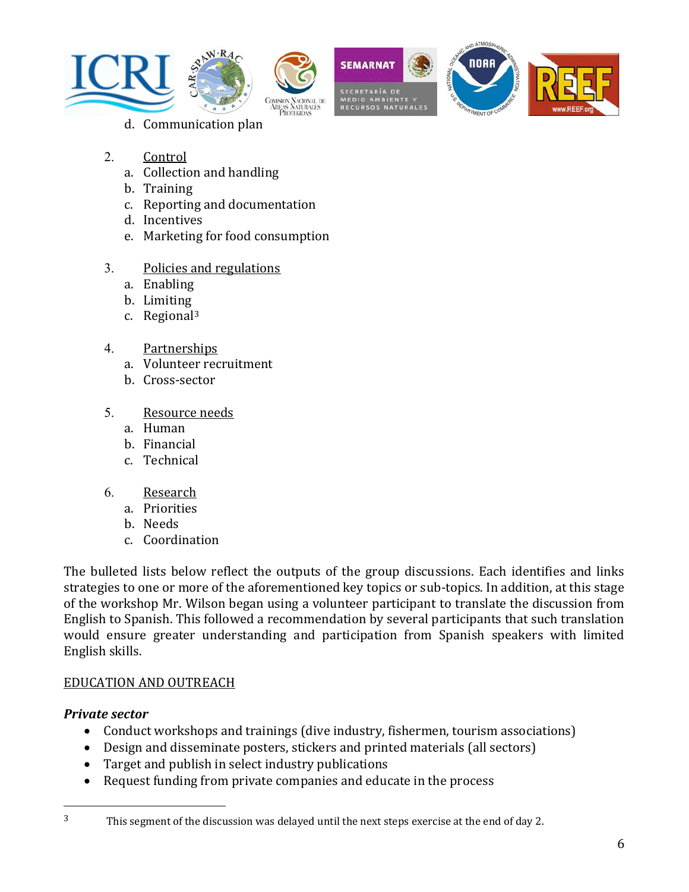d. Communication plan

2. <u>Control</u>
   a. Collection and handling
   b. Training
   c. Reporting and documentation
   d. Incentives
   e. Marketing for food consumption

3. <u>Policies and regulations</u>
   a. Enabling
   b. Limiting
   c. Regional[3]

4. <u>Partnerships</u>
   a. Volunteer recruitment
   b. Cross-sector

5. <u>Resource needs</u>
   a. Human
   b. Financial
   c. Technical

6. <u>Research</u>
   a. Priorities
   b. Needs
   c. Coordination

The bulleted lists below reflect the outputs of the group discussions. Each identifies and links strategies to one or more of the aforementioned key topics or sub-topics. In addition, at this stage of the workshop Mr. Wilson began using a volunteer participant to translate the discussion from English to Spanish. This followed a recommendation by several participants that such translation would ensure greater understanding and participation from Spanish speakers with limited English skills.

<u>EDUCATION AND OUTREACH</u>

***Private sector***

- Conduct workshops and trainings (dive industry, fishermen, tourism associations)
- Design and disseminate posters, stickers and printed materials (all sectors)
- Target and publish in select industry publications
- Request funding from private companies and educate in the process

---

[3] This segment of the discussion was delayed until the next steps exercise at the end of day 2.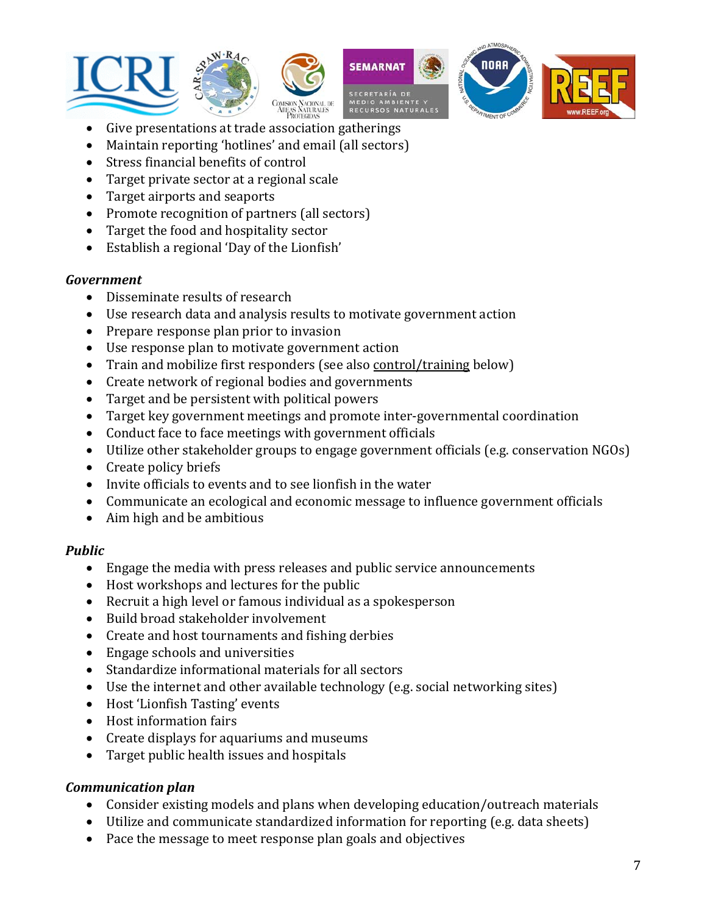- Give presentations at trade association gatherings
- Maintain reporting 'hotlines' and email (all sectors)
- Stress financial benefits of control
- Target private sector at a regional scale
- Target airports and seaports
- Promote recognition of partners (all sectors)
- Target the food and hospitality sector
- Establish a regional 'Day of the Lionfish'

***Government***

- Disseminate results of research
- Use research data and analysis results to motivate government action
- Prepare response plan prior to invasion
- Use response plan to motivate government action
- Train and mobilize first responders (see also control/training below)
- Create network of regional bodies and governments
- Target and be persistent with political powers
- Target key government meetings and promote inter-governmental coordination
- Conduct face to face meetings with government officials
- Utilize other stakeholder groups to engage government officials (e.g. conservation NGOs)
- Create policy briefs
- Invite officials to events and to see lionfish in the water
- Communicate an ecological and economic message to influence government officials
- Aim high and be ambitious

***Public***

- Engage the media with press releases and public service announcements
- Host workshops and lectures for the public
- Recruit a high level or famous individual as a spokesperson
- Build broad stakeholder involvement
- Create and host tournaments and fishing derbies
- Engage schools and universities
- Standardize informational materials for all sectors
- Use the internet and other available technology (e.g. social networking sites)
- Host 'Lionfish Tasting' events
- Host information fairs
- Create displays for aquariums and museums
- Target public health issues and hospitals

***Communication plan***

- Consider existing models and plans when developing education/outreach materials
- Utilize and communicate standardized information for reporting (e.g. data sheets)
- Pace the message to meet response plan goals and objectives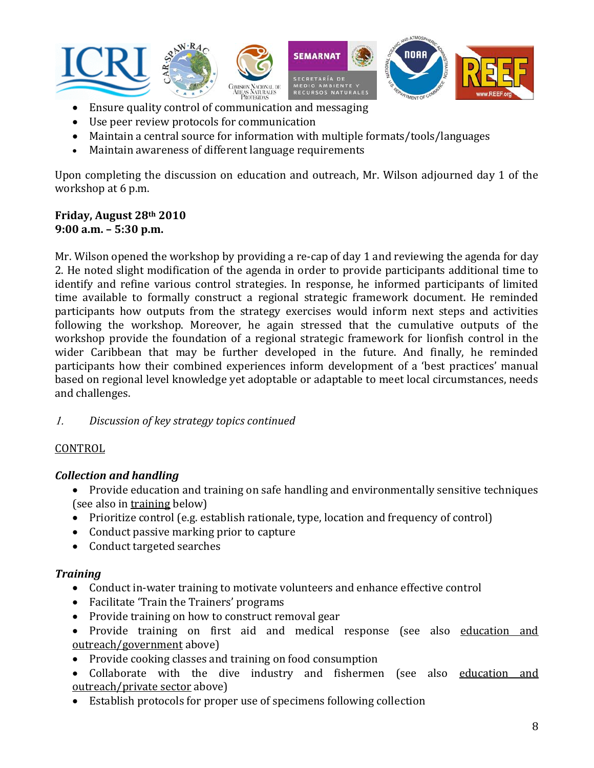- Ensure quality control of communication and messaging
- Use peer review protocols for communication
- Maintain a central source for information with multiple formats/tools/languages
- Maintain awareness of different language requirements

Upon completing the discussion on education and outreach, Mr. Wilson adjourned day 1 of the workshop at 6 p.m.

**Friday, August 28th 2010**
**9:00 a.m. – 5:30 p.m.**

Mr. Wilson opened the workshop by providing a re-cap of day 1 and reviewing the agenda for day 2. He noted slight modification of the agenda in order to provide participants additional time to identify and refine various control strategies. In response, he informed participants of limited time available to formally construct a regional strategic framework document. He reminded participants how outputs from the strategy exercises would inform next steps and activities following the workshop. Moreover, he again stressed that the cumulative outputs of the workshop provide the foundation of a regional strategic framework for lionfish control in the wider Caribbean that may be further developed in the future. And finally, he reminded participants how their combined experiences inform development of a 'best practices' manual based on regional level knowledge yet adoptable or adaptable to meet local circumstances, needs and challenges.

*1. Discussion of key strategy topics continued*

CONTROL

***Collection and handling***

- Provide education and training on safe handling and environmentally sensitive techniques (see also in training below)
- Prioritize control (e.g. establish rationale, type, location and frequency of control)
- Conduct passive marking prior to capture
- Conduct targeted searches

***Training***

- Conduct in-water training to motivate volunteers and enhance effective control
- Facilitate 'Train the Trainers' programs
- Provide training on how to construct removal gear
- Provide training on first aid and medical response (see also education and outreach/government above)
- Provide cooking classes and training on food consumption
- Collaborate with the dive industry and fishermen (see also education and outreach/private sector above)
- Establish protocols for proper use of specimens following collection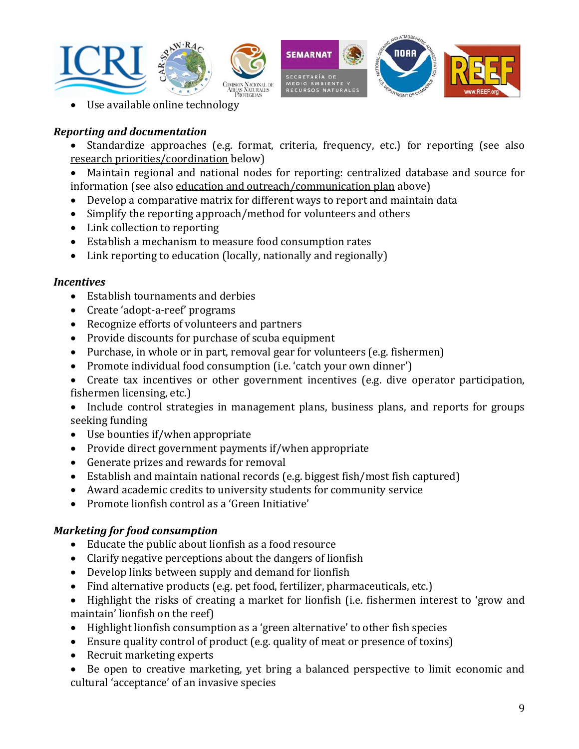- Use available online technology

*Reporting and documentation*

- Standardize approaches (e.g. format, criteria, frequency, etc.) for reporting (see also research priorities/coordination below)
- Maintain regional and national nodes for reporting: centralized database and source for information (see also education and outreach/communication plan above)
- Develop a comparative matrix for different ways to report and maintain data
- Simplify the reporting approach/method for volunteers and others
- Link collection to reporting
- Establish a mechanism to measure food consumption rates
- Link reporting to education (locally, nationally and regionally)

*Incentives*

- Establish tournaments and derbies
- Create 'adopt-a-reef' programs
- Recognize efforts of volunteers and partners
- Provide discounts for purchase of scuba equipment
- Purchase, in whole or in part, removal gear for volunteers (e.g. fishermen)
- Promote individual food consumption (i.e. 'catch your own dinner')
- Create tax incentives or other government incentives (e.g. dive operator participation, fishermen licensing, etc.)
- Include control strategies in management plans, business plans, and reports for groups seeking funding
- Use bounties if/when appropriate
- Provide direct government payments if/when appropriate
- Generate prizes and rewards for removal
- Establish and maintain national records (e.g. biggest fish/most fish captured)
- Award academic credits to university students for community service
- Promote lionfish control as a 'Green Initiative'

*Marketing for food consumption*

- Educate the public about lionfish as a food resource
- Clarify negative perceptions about the dangers of lionfish
- Develop links between supply and demand for lionfish
- Find alternative products (e.g. pet food, fertilizer, pharmaceuticals, etc.)
- Highlight the risks of creating a market for lionfish (i.e. fishermen interest to 'grow and maintain' lionfish on the reef)
- Highlight lionfish consumption as a 'green alternative' to other fish species
- Ensure quality control of product (e.g. quality of meat or presence of toxins)
- Recruit marketing experts
- Be open to creative marketing, yet bring a balanced perspective to limit economic and cultural 'acceptance' of an invasive species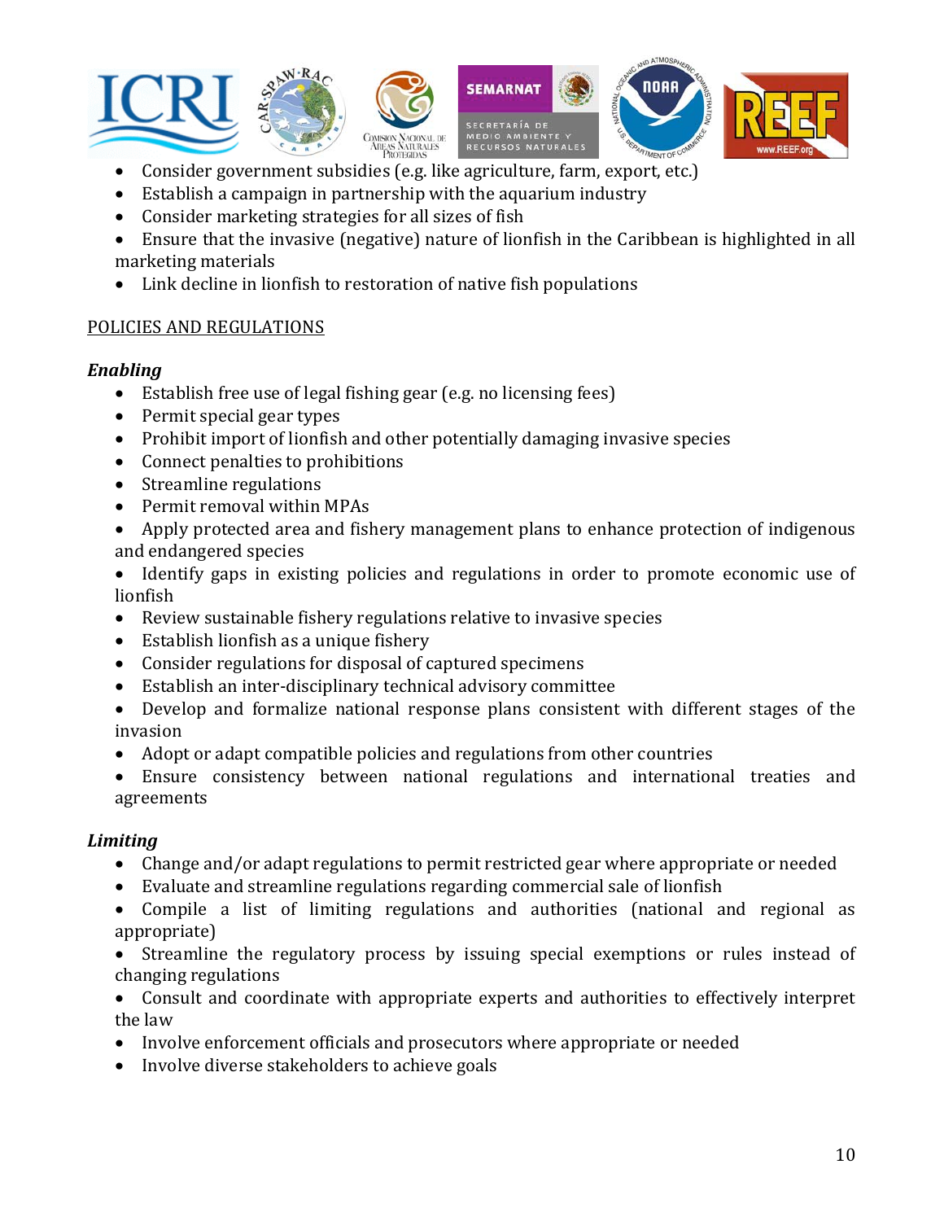- Consider government subsidies (e.g. like agriculture, farm, export, etc.)
- Establish a campaign in partnership with the aquarium industry
- Consider marketing strategies for all sizes of fish
- Ensure that the invasive (negative) nature of lionfish in the Caribbean is highlighted in all marketing materials
- Link decline in lionfish to restoration of native fish populations

<u>POLICIES AND REGULATIONS</u>

***Enabling***

- Establish free use of legal fishing gear (e.g. no licensing fees)
- Permit special gear types
- Prohibit import of lionfish and other potentially damaging invasive species
- Connect penalties to prohibitions
- Streamline regulations
- Permit removal within MPAs
- Apply protected area and fishery management plans to enhance protection of indigenous and endangered species
- Identify gaps in existing policies and regulations in order to promote economic use of lionfish
- Review sustainable fishery regulations relative to invasive species
- Establish lionfish as a unique fishery
- Consider regulations for disposal of captured specimens
- Establish an inter-disciplinary technical advisory committee
- Develop and formalize national response plans consistent with different stages of the invasion
- Adopt or adapt compatible policies and regulations from other countries
- Ensure consistency between national regulations and international treaties and agreements

***Limiting***

- Change and/or adapt regulations to permit restricted gear where appropriate or needed
- Evaluate and streamline regulations regarding commercial sale of lionfish
- Compile a list of limiting regulations and authorities (national and regional as appropriate)
- Streamline the regulatory process by issuing special exemptions or rules instead of changing regulations
- Consult and coordinate with appropriate experts and authorities to effectively interpret the law
- Involve enforcement officials and prosecutors where appropriate or needed
- Involve diverse stakeholders to achieve goals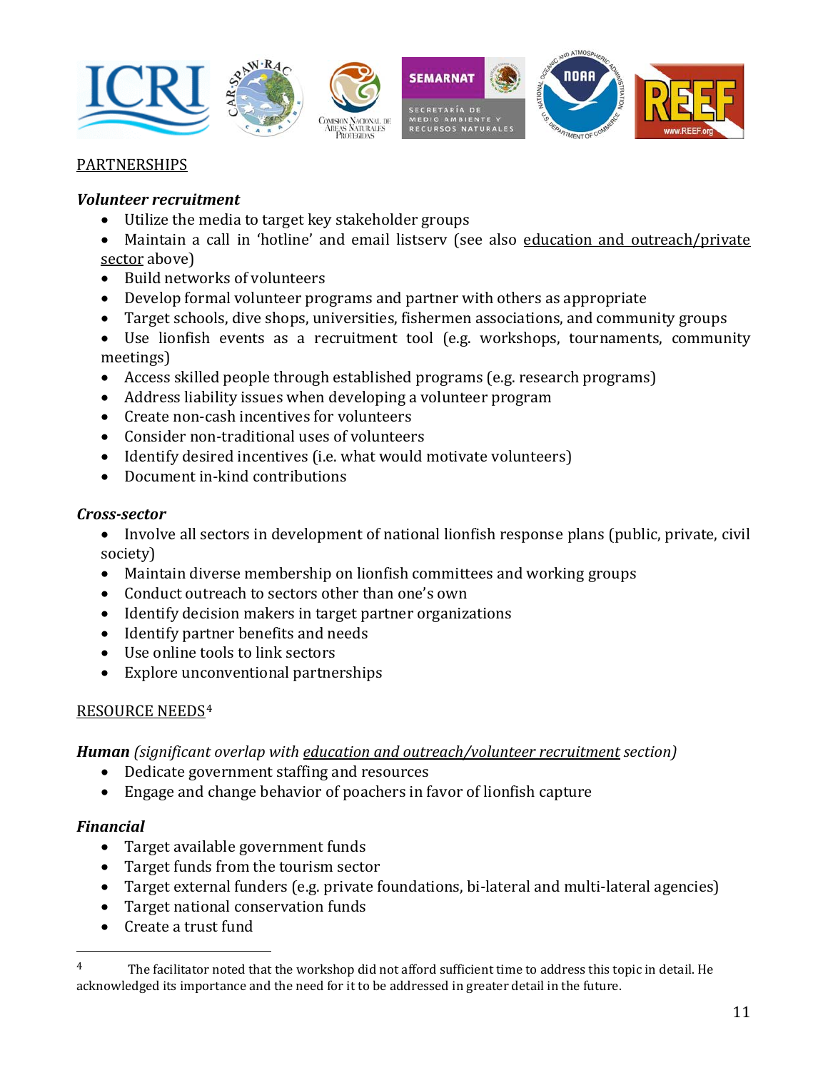PARTNERSHIPS

***Volunteer recruitment***

- Utilize the media to target key stakeholder groups
- Maintain a call in 'hotline' and email listserv (see also education and outreach/private sector above)
- Build networks of volunteers
- Develop formal volunteer programs and partner with others as appropriate
- Target schools, dive shops, universities, fishermen associations, and community groups
- Use lionfish events as a recruitment tool (e.g. workshops, tournaments, community meetings)
- Access skilled people through established programs (e.g. research programs)
- Address liability issues when developing a volunteer program
- Create non-cash incentives for volunteers
- Consider non-traditional uses of volunteers
- Identify desired incentives (i.e. what would motivate volunteers)
- Document in-kind contributions

***Cross-sector***

- Involve all sectors in development of national lionfish response plans (public, private, civil society)
- Maintain diverse membership on lionfish committees and working groups
- Conduct outreach to sectors other than one's own
- Identify decision makers in target partner organizations
- Identify partner benefits and needs
- Use online tools to link sectors
- Explore unconventional partnerships

RESOURCE NEEDS[4]

***Human*** *(significant overlap with education and outreach/volunteer recruitment section)*

- Dedicate government staffing and resources
- Engage and change behavior of poachers in favor of lionfish capture

***Financial***

- Target available government funds
- Target funds from the tourism sector
- Target external funders (e.g. private foundations, bi-lateral and multi-lateral agencies)
- Target national conservation funds
- Create a trust fund

---

[4] The facilitator noted that the workshop did not afford sufficient time to address this topic in detail. He acknowledged its importance and the need for it to be addressed in greater detail in the future.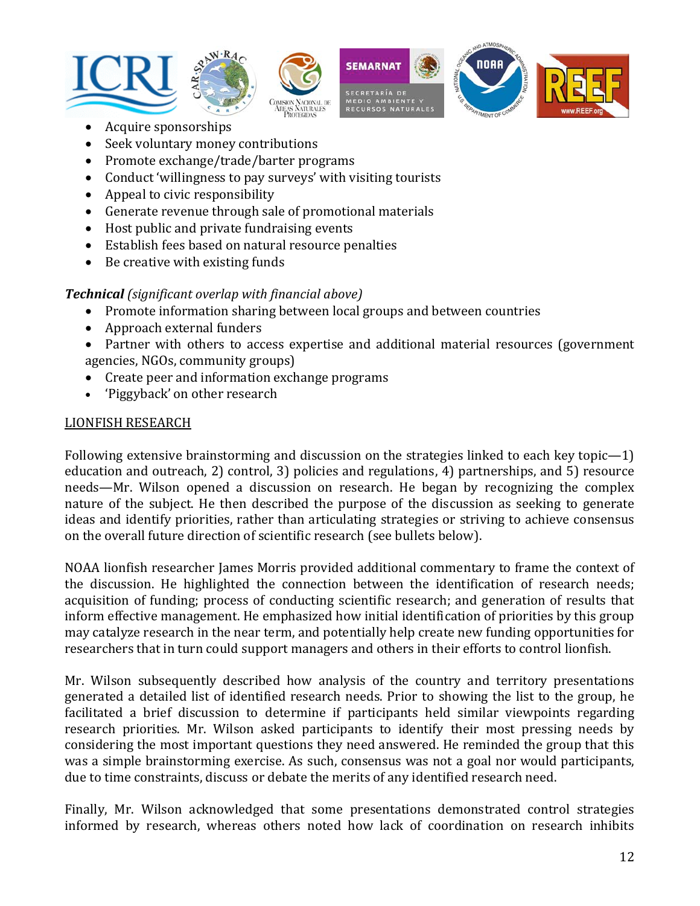- Acquire sponsorships
- Seek voluntary money contributions
- Promote exchange/trade/barter programs
- Conduct 'willingness to pay surveys' with visiting tourists
- Appeal to civic responsibility
- Generate revenue through sale of promotional materials
- Host public and private fundraising events
- Establish fees based on natural resource penalties
- Be creative with existing funds

***Technical*** *(significant overlap with financial above)*

- Promote information sharing between local groups and between countries
- Approach external funders
- Partner with others to access expertise and additional material resources (government agencies, NGOs, community groups)
- Create peer and information exchange programs
- 'Piggyback' on other research

<u>LIONFISH RESEARCH</u>

Following extensive brainstorming and discussion on the strategies linked to each key topic—1) education and outreach, 2) control, 3) policies and regulations, 4) partnerships, and 5) resource needs—Mr. Wilson opened a discussion on research. He began by recognizing the complex nature of the subject. He then described the purpose of the discussion as seeking to generate ideas and identify priorities, rather than articulating strategies or striving to achieve consensus on the overall future direction of scientific research (see bullets below).

NOAA lionfish researcher James Morris provided additional commentary to frame the context of the discussion. He highlighted the connection between the identification of research needs; acquisition of funding; process of conducting scientific research; and generation of results that inform effective management. He emphasized how initial identification of priorities by this group may catalyze research in the near term, and potentially help create new funding opportunities for researchers that in turn could support managers and others in their efforts to control lionfish.

Mr. Wilson subsequently described how analysis of the country and territory presentations generated a detailed list of identified research needs. Prior to showing the list to the group, he facilitated a brief discussion to determine if participants held similar viewpoints regarding research priorities. Mr. Wilson asked participants to identify their most pressing needs by considering the most important questions they need answered. He reminded the group that this was a simple brainstorming exercise. As such, consensus was not a goal nor would participants, due to time constraints, discuss or debate the merits of any identified research need.

Finally, Mr. Wilson acknowledged that some presentations demonstrated control strategies informed by research, whereas others noted how lack of coordination on research inhibits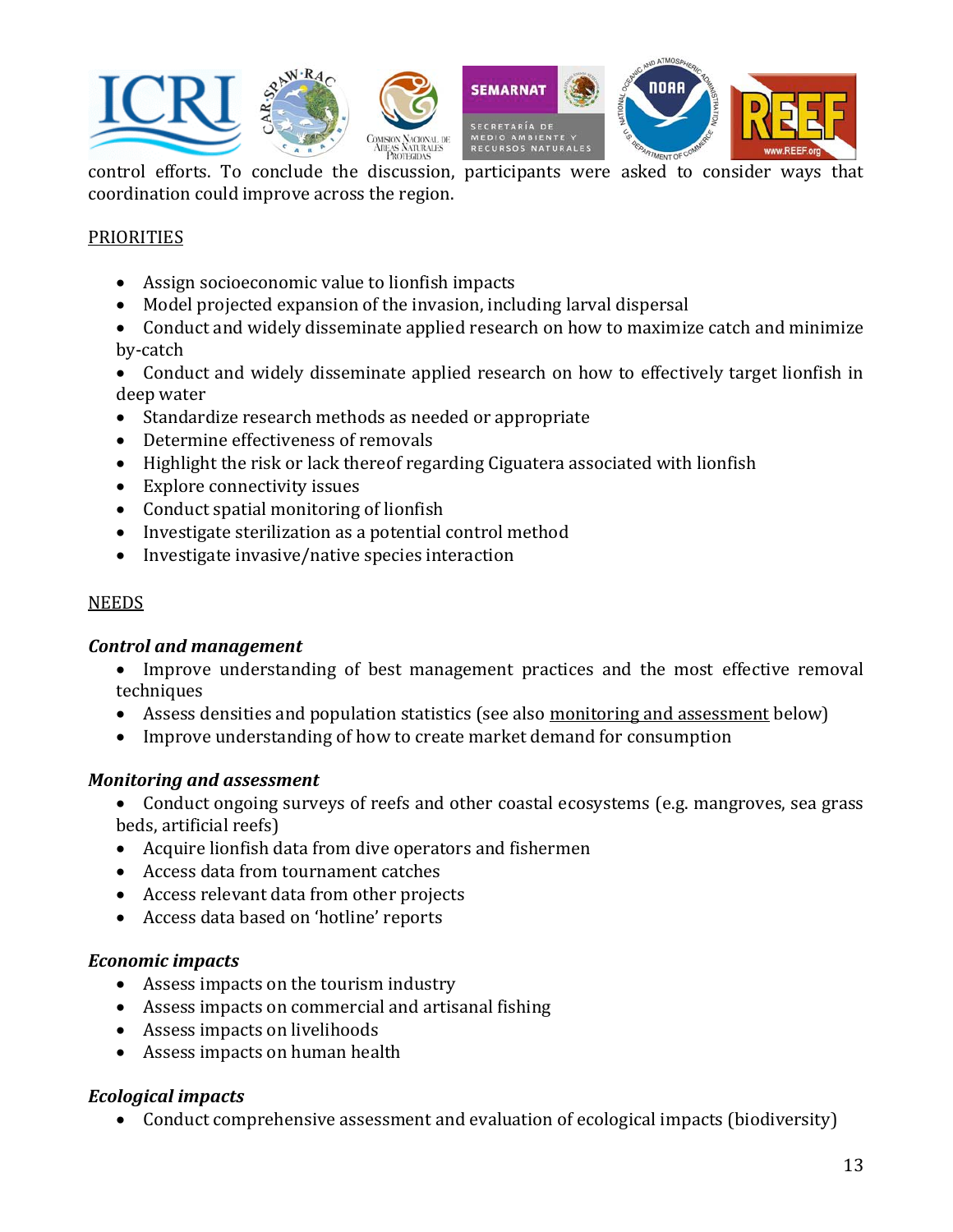control efforts. To conclude the discussion, participants were asked to consider ways that coordination could improve across the region.

PRIORITIES

- Assign socioeconomic value to lionfish impacts
- Model projected expansion of the invasion, including larval dispersal
- Conduct and widely disseminate applied research on how to maximize catch and minimize by-catch
- Conduct and widely disseminate applied research on how to effectively target lionfish in deep water
- Standardize research methods as needed or appropriate
- Determine effectiveness of removals
- Highlight the risk or lack thereof regarding Ciguatera associated with lionfish
- Explore connectivity issues
- Conduct spatial monitoring of lionfish
- Investigate sterilization as a potential control method
- Investigate invasive/native species interaction

NEEDS

***Control and management***

- Improve understanding of best management practices and the most effective removal techniques
- Assess densities and population statistics (see also monitoring and assessment below)
- Improve understanding of how to create market demand for consumption

***Monitoring and assessment***

- Conduct ongoing surveys of reefs and other coastal ecosystems (e.g. mangroves, sea grass beds, artificial reefs)
- Acquire lionfish data from dive operators and fishermen
- Access data from tournament catches
- Access relevant data from other projects
- Access data based on 'hotline' reports

***Economic impacts***

- Assess impacts on the tourism industry
- Assess impacts on commercial and artisanal fishing
- Assess impacts on livelihoods
- Assess impacts on human health

***Ecological impacts***

- Conduct comprehensive assessment and evaluation of ecological impacts (biodiversity)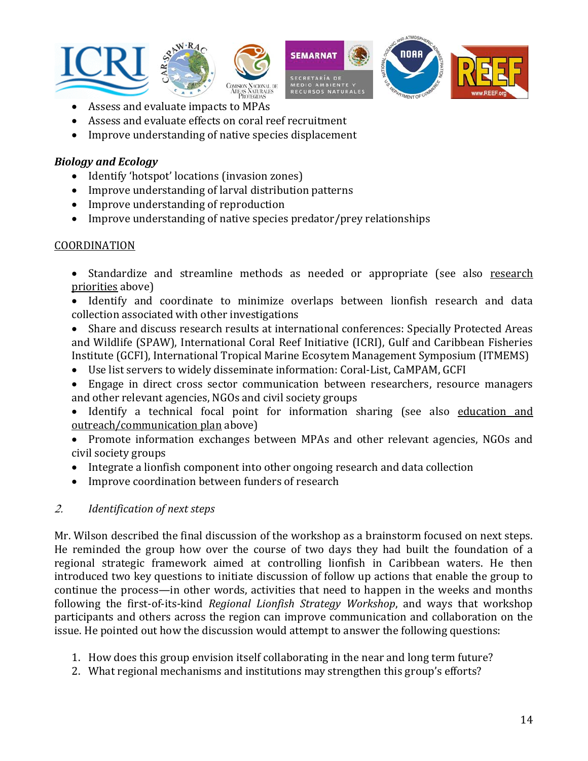- Assess and evaluate impacts to MPAs
- Assess and evaluate effects on coral reef recruitment
- Improve understanding of native species displacement

***Biology and Ecology***

- Identify 'hotspot' locations (invasion zones)
- Improve understanding of larval distribution patterns
- Improve understanding of reproduction
- Improve understanding of native species predator/prey relationships

<u>COORDINATION</u>

- Standardize and streamline methods as needed or appropriate (see also <u>research priorities</u> above)
- Identify and coordinate to minimize overlaps between lionfish research and data collection associated with other investigations
- Share and discuss research results at international conferences: Specially Protected Areas and Wildlife (SPAW), International Coral Reef Initiative (ICRI), Gulf and Caribbean Fisheries Institute (GCFI), International Tropical Marine Ecosytem Management Symposium (ITMEMS)
- Use list servers to widely disseminate information: Coral-List, CaMPAM, GCFI
- Engage in direct cross sector communication between researchers, resource managers and other relevant agencies, NGOs and civil society groups
- Identify a technical focal point for information sharing (see also <u>education and outreach/communication plan</u> above)
- Promote information exchanges between MPAs and other relevant agencies, NGOs and civil society groups
- Integrate a lionfish component into other ongoing research and data collection
- Improve coordination between funders of research

*2. Identification of next steps*

Mr. Wilson described the final discussion of the workshop as a brainstorm focused on next steps. He reminded the group how over the course of two days they had built the foundation of a regional strategic framework aimed at controlling lionfish in Caribbean waters. He then introduced two key questions to initiate discussion of follow up actions that enable the group to continue the process—in other words, activities that need to happen in the weeks and months following the first-of-its-kind *Regional Lionfish Strategy Workshop*, and ways that workshop participants and others across the region can improve communication and collaboration on the issue. He pointed out how the discussion would attempt to answer the following questions:

1. How does this group envision itself collaborating in the near and long term future?
2. What regional mechanisms and institutions may strengthen this group's efforts?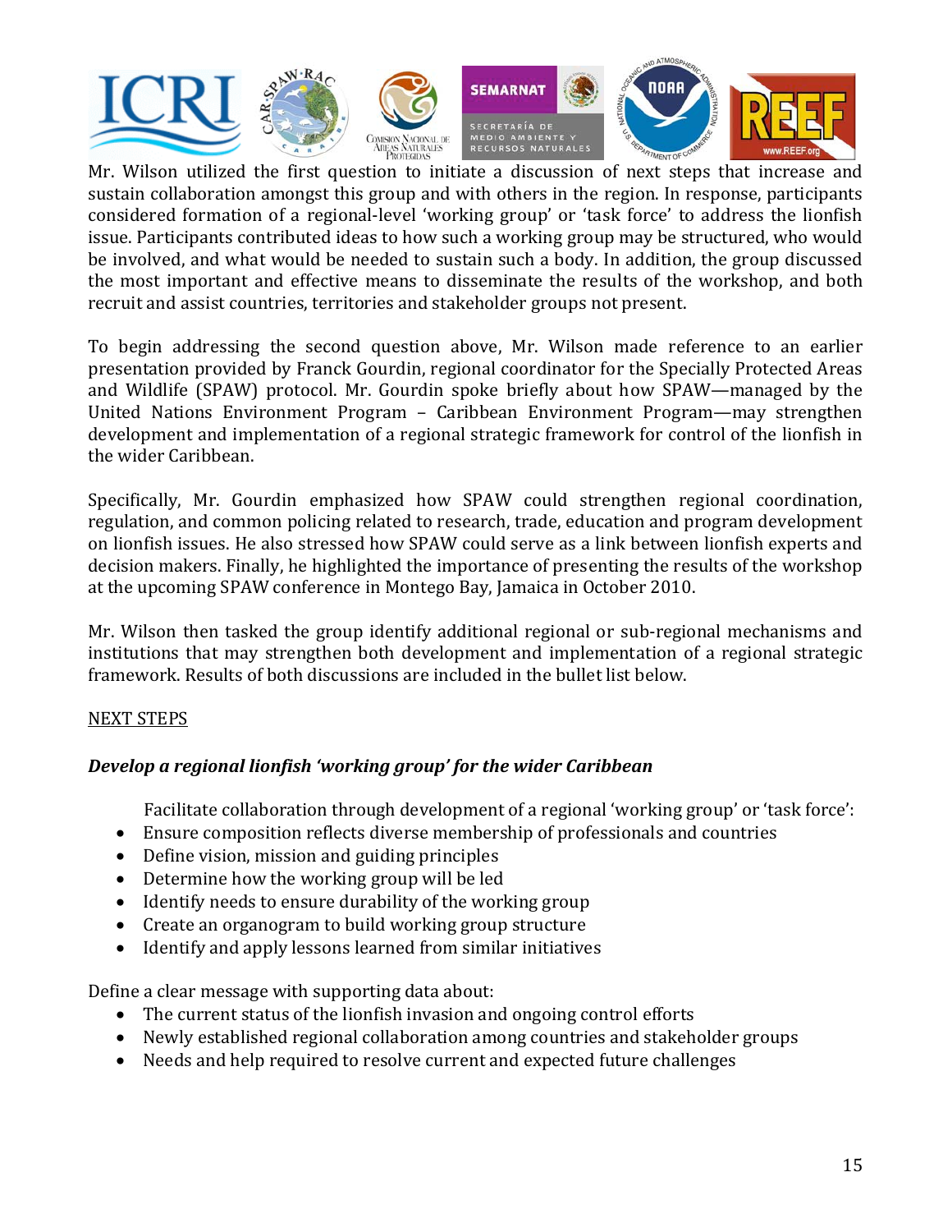Mr. Wilson utilized the first question to initiate a discussion of next steps that increase and sustain collaboration amongst this group and with others in the region. In response, participants considered formation of a regional-level 'working group' or 'task force' to address the lionfish issue. Participants contributed ideas to how such a working group may be structured, who would be involved, and what would be needed to sustain such a body. In addition, the group discussed the most important and effective means to disseminate the results of the workshop, and both recruit and assist countries, territories and stakeholder groups not present.

To begin addressing the second question above, Mr. Wilson made reference to an earlier presentation provided by Franck Gourdin, regional coordinator for the Specially Protected Areas and Wildlife (SPAW) protocol. Mr. Gourdin spoke briefly about how SPAW—managed by the United Nations Environment Program – Caribbean Environment Program—may strengthen development and implementation of a regional strategic framework for control of the lionfish in the wider Caribbean.

Specifically, Mr. Gourdin emphasized how SPAW could strengthen regional coordination, regulation, and common policing related to research, trade, education and program development on lionfish issues. He also stressed how SPAW could serve as a link between lionfish experts and decision makers. Finally, he highlighted the importance of presenting the results of the workshop at the upcoming SPAW conference in Montego Bay, Jamaica in October 2010.

Mr. Wilson then tasked the group identify additional regional or sub-regional mechanisms and institutions that may strengthen both development and implementation of a regional strategic framework. Results of both discussions are included in the bullet list below.

## NEXT STEPS

### *Develop a regional lionfish 'working group' for the wider Caribbean*

Facilitate collaboration through development of a regional 'working group' or 'task force':

- Ensure composition reflects diverse membership of professionals and countries
- Define vision, mission and guiding principles
- Determine how the working group will be led
- Identify needs to ensure durability of the working group
- Create an organogram to build working group structure
- Identify and apply lessons learned from similar initiatives

Define a clear message with supporting data about:

- The current status of the lionfish invasion and ongoing control efforts
- Newly established regional collaboration among countries and stakeholder groups
- Needs and help required to resolve current and expected future challenges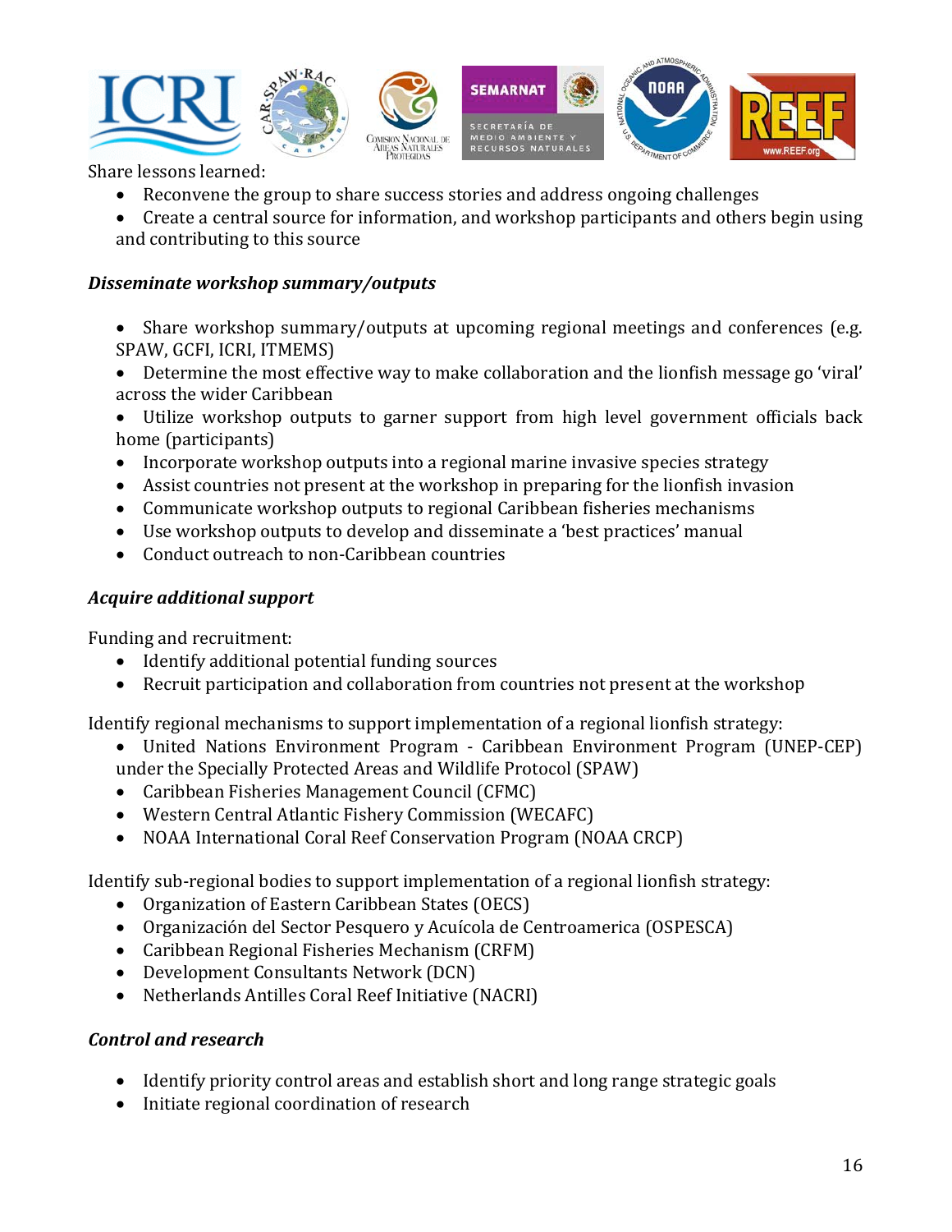Share lessons learned:

- Reconvene the group to share success stories and address ongoing challenges
- Create a central source for information, and workshop participants and others begin using and contributing to this source

***Disseminate workshop summary/outputs***

- Share workshop summary/outputs at upcoming regional meetings and conferences (e.g. SPAW, GCFI, ICRI, ITMEMS)
- Determine the most effective way to make collaboration and the lionfish message go 'viral' across the wider Caribbean
- Utilize workshop outputs to garner support from high level government officials back home (participants)
- Incorporate workshop outputs into a regional marine invasive species strategy
- Assist countries not present at the workshop in preparing for the lionfish invasion
- Communicate workshop outputs to regional Caribbean fisheries mechanisms
- Use workshop outputs to develop and disseminate a 'best practices' manual
- Conduct outreach to non-Caribbean countries

***Acquire additional support***

Funding and recruitment:

- Identify additional potential funding sources
- Recruit participation and collaboration from countries not present at the workshop

Identify regional mechanisms to support implementation of a regional lionfish strategy:

- United Nations Environment Program - Caribbean Environment Program (UNEP-CEP) under the Specially Protected Areas and Wildlife Protocol (SPAW)
- Caribbean Fisheries Management Council (CFMC)
- Western Central Atlantic Fishery Commission (WECAFC)
- NOAA International Coral Reef Conservation Program (NOAA CRCP)

Identify sub-regional bodies to support implementation of a regional lionfish strategy:

- Organization of Eastern Caribbean States (OECS)
- Organización del Sector Pesquero y Acuícola de Centroamerica (OSPESCA)
- Caribbean Regional Fisheries Mechanism (CRFM)
- Development Consultants Network (DCN)
- Netherlands Antilles Coral Reef Initiative (NACRI)

***Control and research***

- Identify priority control areas and establish short and long range strategic goals
- Initiate regional coordination of research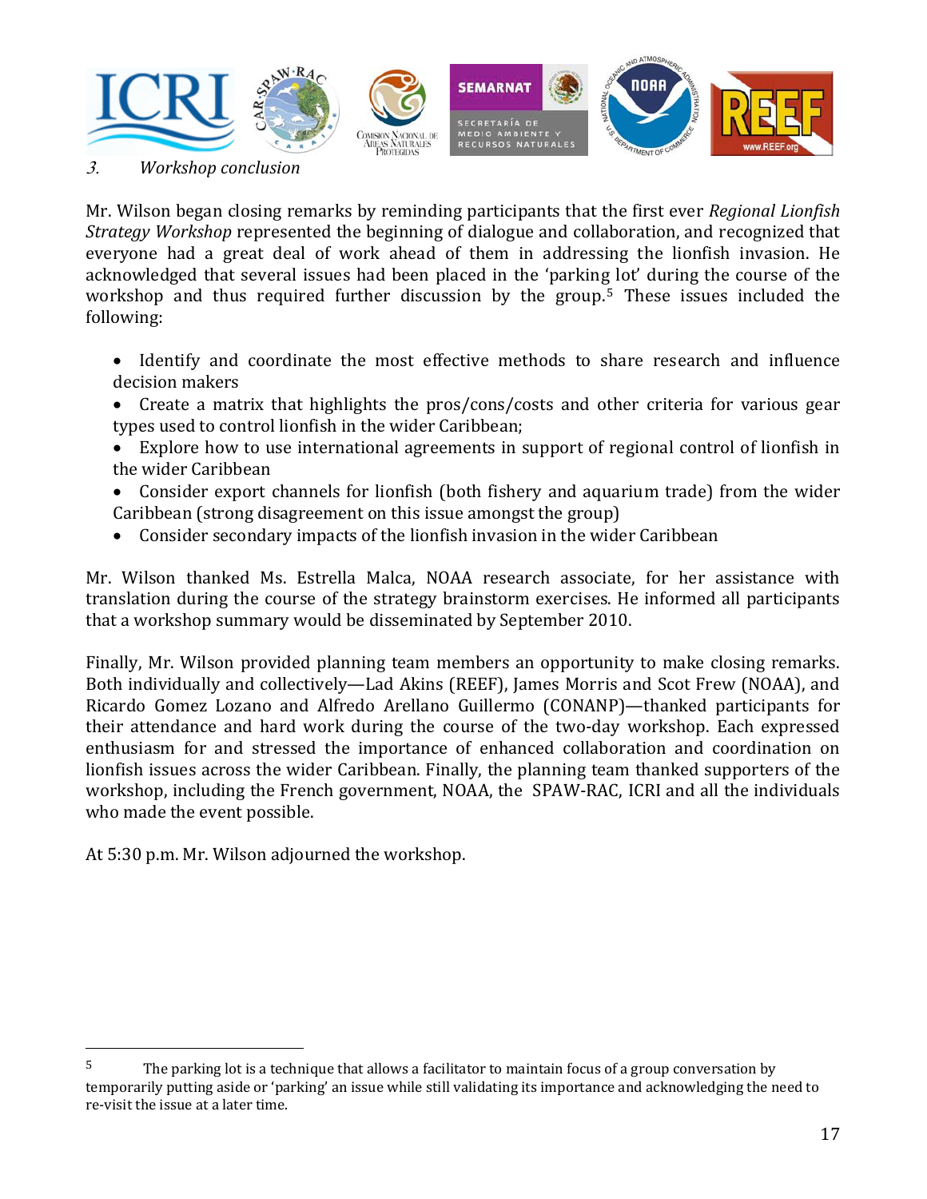### 3. Workshop conclusion

Mr. Wilson began closing remarks by reminding participants that the first ever *Regional Lionfish Strategy Workshop* represented the beginning of dialogue and collaboration, and recognized that everyone had a great deal of work ahead of them in addressing the lionfish invasion. He acknowledged that several issues had been placed in the 'parking lot' during the course of the workshop and thus required further discussion by the group.[5] These issues included the following:

- Identify and coordinate the most effective methods to share research and influence decision makers
- Create a matrix that highlights the pros/cons/costs and other criteria for various gear types used to control lionfish in the wider Caribbean;
- Explore how to use international agreements in support of regional control of lionfish in the wider Caribbean
- Consider export channels for lionfish (both fishery and aquarium trade) from the wider Caribbean (strong disagreement on this issue amongst the group)
- Consider secondary impacts of the lionfish invasion in the wider Caribbean

Mr. Wilson thanked Ms. Estrella Malca, NOAA research associate, for her assistance with translation during the course of the strategy brainstorm exercises. He informed all participants that a workshop summary would be disseminated by September 2010.

Finally, Mr. Wilson provided planning team members an opportunity to make closing remarks. Both individually and collectively—Lad Akins (REEF), James Morris and Scot Frew (NOAA), and Ricardo Gomez Lozano and Alfredo Arellano Guillermo (CONANP)—thanked participants for their attendance and hard work during the course of the two-day workshop. Each expressed enthusiasm for and stressed the importance of enhanced collaboration and coordination on lionfish issues across the wider Caribbean. Finally, the planning team thanked supporters of the workshop, including the French government, NOAA, the SPAW-RAC, ICRI and all the individuals who made the event possible.

At 5:30 p.m. Mr. Wilson adjourned the workshop.

---

[5] The parking lot is a technique that allows a facilitator to maintain focus of a group conversation by temporarily putting aside or 'parking' an issue while still validating its importance and acknowledging the need to re-visit the issue at a later time.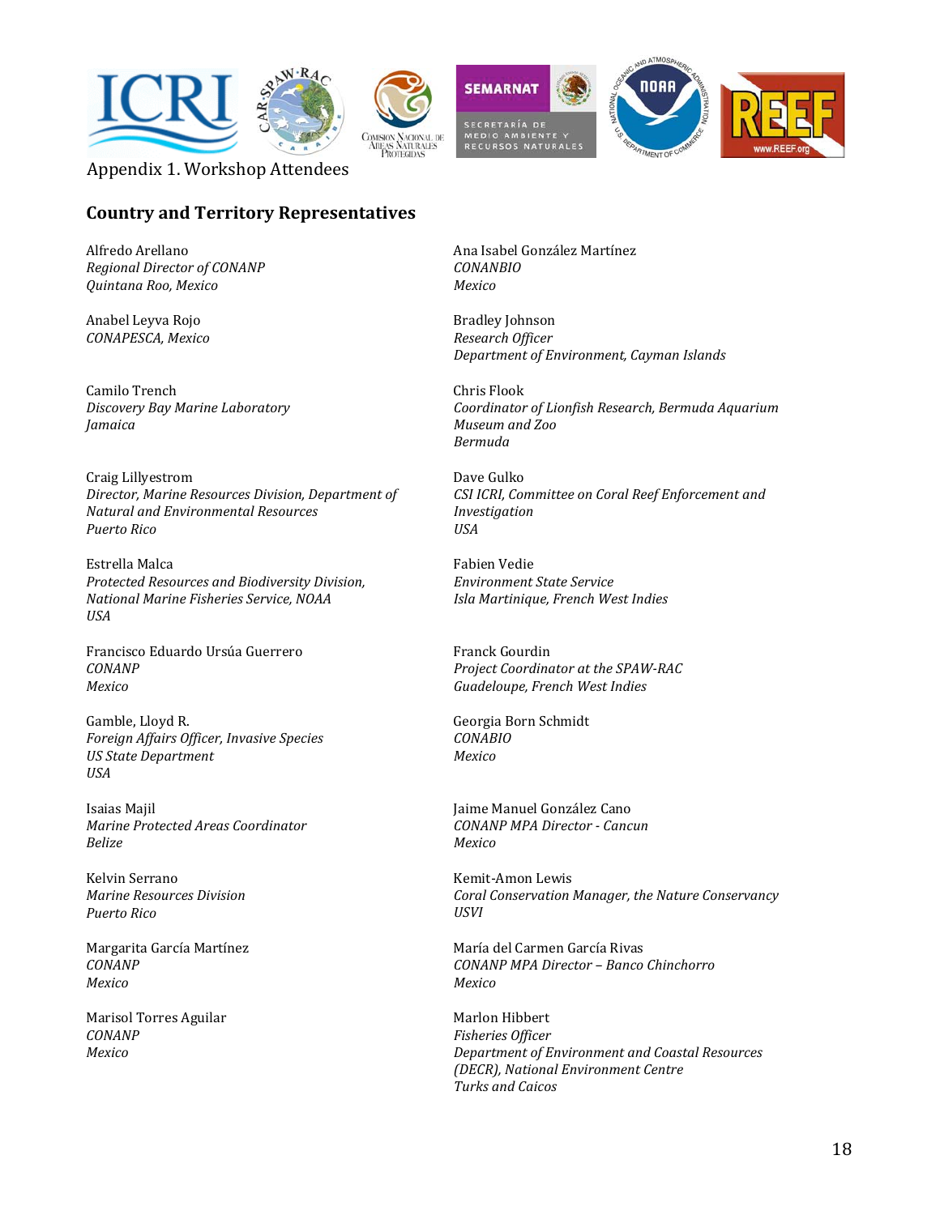Appendix 1. Workshop Attendees

## Country and Territory Representatives

Alfredo Arellano
*Regional Director of CONANP*
*Quintana Roo, Mexico*

Ana Isabel González Martínez
*CONANBIO*
*Mexico*

Anabel Leyva Rojo
*CONAPESCA, Mexico*

Bradley Johnson
*Research Officer*
*Department of Environment, Cayman Islands*

Camilo Trench
*Discovery Bay Marine Laboratory*
*Jamaica*

Chris Flook
*Coordinator of Lionfish Research, Bermuda Aquarium Museum and Zoo*
*Bermuda*

Craig Lillyestrom
*Director, Marine Resources Division, Department of Natural and Environmental Resources*
*Puerto Rico*

Dave Gulko
*CSI ICRI, Committee on Coral Reef Enforcement and Investigation*
*USA*

Estrella Malca
*Protected Resources and Biodiversity Division, National Marine Fisheries Service, NOAA*
*USA*

Fabien Vedie
*Environment State Service*
*Isla Martinique, French West Indies*

Francisco Eduardo Ursúa Guerrero
*CONANP*
*Mexico*

Franck Gourdin
*Project Coordinator at the SPAW-RAC*
*Guadeloupe, French West Indies*

Gamble, Lloyd R.
*Foreign Affairs Officer, Invasive Species*
*US State Department*
*USA*

Georgia Born Schmidt
*CONABIO*
*Mexico*

Isaias Majil
*Marine Protected Areas Coordinator*
*Belize*

Jaime Manuel González Cano
*CONANP MPA Director - Cancun*
*Mexico*

Kelvin Serrano
*Marine Resources Division*
*Puerto Rico*

Kemit-Amon Lewis
*Coral Conservation Manager, the Nature Conservancy*
*USVI*

Margarita García Martínez
*CONANP*
*Mexico*

María del Carmen García Rivas
*CONANP MPA Director – Banco Chinchorro*
*Mexico*

Marisol Torres Aguilar
*CONANP*
*Mexico*

Marlon Hibbert
*Fisheries Officer*
*Department of Environment and Coastal Resources (DECR), National Environment Centre*
*Turks and Caicos*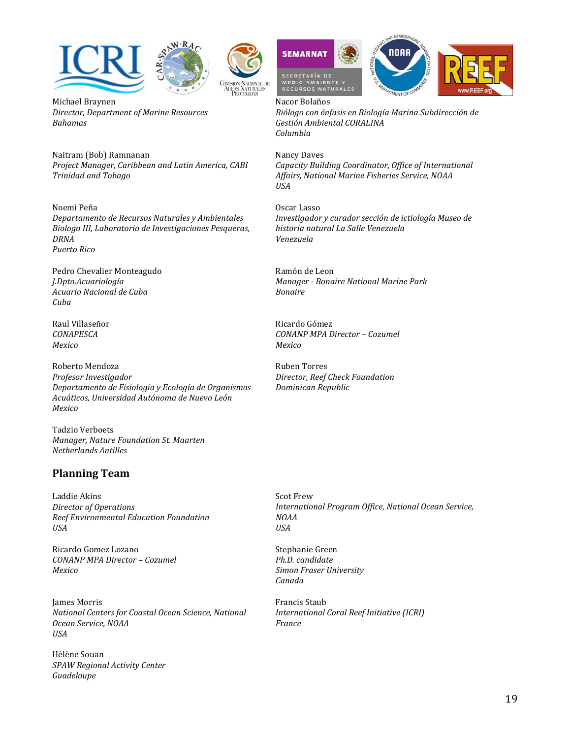Michael Braynen
*Director, Department of Marine Resources*
*Bahamas*

Naitram (Bob) Ramnanan
*Project Manager, Caribbean and Latin America, CABI*
*Trinidad and Tobago*

Noemi Peña
*Departamento de Recursos Naturales y Ambientales*
*Biologo III, Laboratorio de Investigaciones Pesqueras, DRNA*
*Puerto Rico*

Pedro Chevalier Monteagudo
*J.Dpto.Acuariología*
*Acuario Nacional de Cuba*
*Cuba*

Raul Villaseñor
*CONAPESCA*
*Mexico*

Roberto Mendoza
*Profesor Investigador*
*Departamento de Fisiología y Ecología de Organismos Acuáticos, Universidad Autónoma de Nuevo León*
*Mexico*

Tadzio Verboets
*Manager, Nature Foundation St. Maarten*
*Netherlands Antilles*

Nacor Bolaños
*Biólogo con énfasis en Biología Marina Subdirección de Gestión Ambiental CORALINA*
*Columbia*

Nancy Daves
*Capacity Building Coordinator, Office of International Affairs, National Marine Fisheries Service, NOAA*
*USA*

Oscar Lasso
*Investigador y curador sección de ictiología Museo de historia natural La Salle Venezuela*
*Venezuela*

Ramón de Leon
*Manager - Bonaire National Marine Park*
*Bonaire*

Ricardo Gómez
*CONANP MPA Director – Cozumel*
*Mexico*

Ruben Torres
*Director, Reef Check Foundation*
*Dominican Republic*

## Planning Team

Laddie Akins
*Director of Operations*
*Reef Environmental Education Foundation*
*USA*

Ricardo Gomez Lozano
*CONANP MPA Director – Cozumel*
*Mexico*

James Morris
*National Centers for Coastal Ocean Science, National Ocean Service, NOAA*
*USA*

Hélène Souan
*SPAW Regional Activity Center*
*Guadeloupe*

Scot Frew
*International Program Office, National Ocean Service, NOAA*
*USA*

Stephanie Green
*Ph.D. candidate*
*Simon Fraser University*
*Canada*

Francis Staub
*International Coral Reef Initiative (ICRI)*
*France*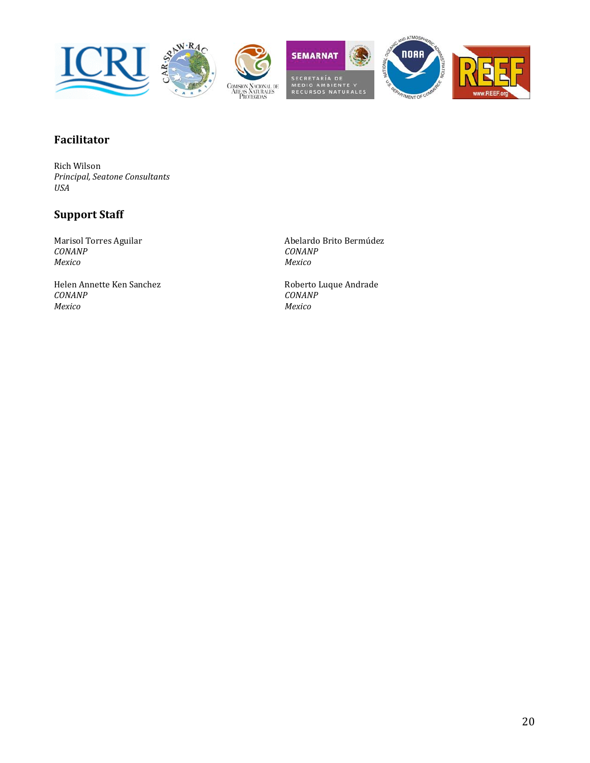## Facilitator

Rich Wilson
*Principal, Seatone Consultants*
*USA*

## Support Staff

Marisol Torres Aguilar
*CONANP*
*Mexico*

Helen Annette Ken Sanchez
*CONANP*
*Mexico*

Abelardo Brito Bermúdez
*CONANP*
*Mexico*

Roberto Luque Andrade
*CONANP*
*Mexico*